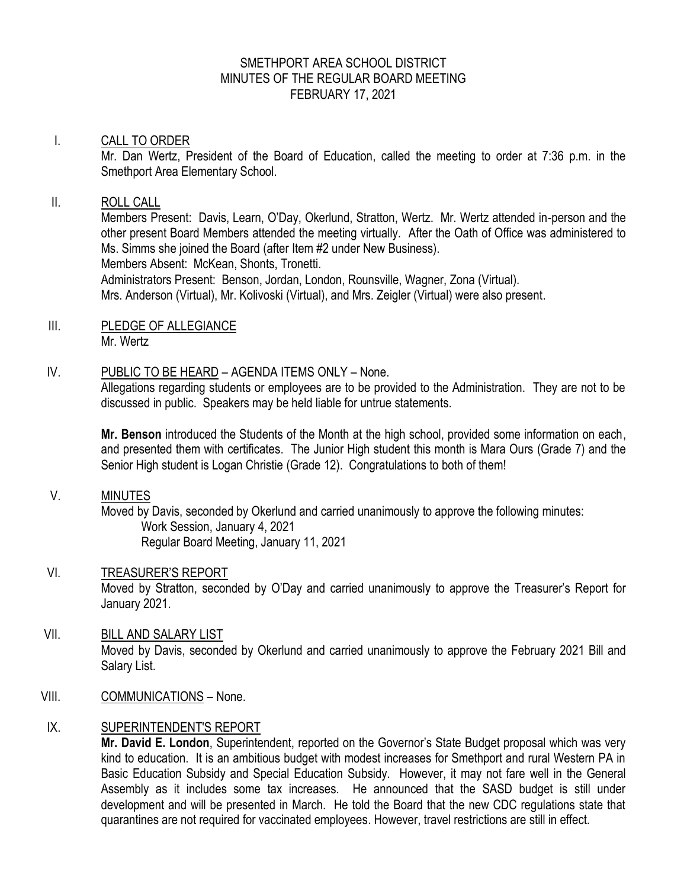# SMETHPORT AREA SCHOOL DISTRICT
## MINUTES OF THE REGULAR BOARD MEETING
### FEBRUARY 17, 2021

I. CALL TO ORDER

Mr. Dan Wertz, President of the Board of Education, called the meeting to order at 7:36 p.m. in the Smethport Area Elementary School.

II. ROLL CALL

Members Present: Davis, Learn, O'Day, Okerlund, Stratton, Wertz. Mr. Wertz attended in-person and the other present Board Members attended the meeting virtually. After the Oath of Office was administered to Ms. Simms she joined the Board (after Item #2 under New Business).

Members Absent: McKean, Shonts, Tronetti.

Administrators Present: Benson, Jordan, London, Rounsville, Wagner, Zona (Virtual).

Mrs. Anderson (Virtual), Mr. Kolivoski (Virtual), and Mrs. Zeigler (Virtual) were also present.

III. PLEDGE OF ALLEGIANCE

Mr. Wertz

IV. PUBLIC TO BE HEARD – AGENDA ITEMS ONLY – None.

Allegations regarding students or employees are to be provided to the Administration. They are not to be discussed in public. Speakers may be held liable for untrue statements.

**Mr. Benson** introduced the Students of the Month at the high school, provided some information on each, and presented them with certificates. The Junior High student this month is Mara Ours (Grade 7) and the Senior High student is Logan Christie (Grade 12). Congratulations to both of them!

V. MINUTES

Moved by Davis, seconded by Okerlund and carried unanimously to approve the following minutes:

Work Session, January 4, 2021
Regular Board Meeting, January 11, 2021

VI. TREASURER'S REPORT

Moved by Stratton, seconded by O'Day and carried unanimously to approve the Treasurer's Report for January 2021.

VII. BILL AND SALARY LIST

Moved by Davis, seconded by Okerlund and carried unanimously to approve the February 2021 Bill and Salary List.

VIII. COMMUNICATIONS – None.

IX. SUPERINTENDENT'S REPORT

**Mr. David E. London**, Superintendent, reported on the Governor's State Budget proposal which was very kind to education. It is an ambitious budget with modest increases for Smethport and rural Western PA in Basic Education Subsidy and Special Education Subsidy. However, it may not fare well in the General Assembly as it includes some tax increases. He announced that the SASD budget is still under development and will be presented in March. He told the Board that the new CDC regulations state that quarantines are not required for vaccinated employees. However, travel restrictions are still in effect.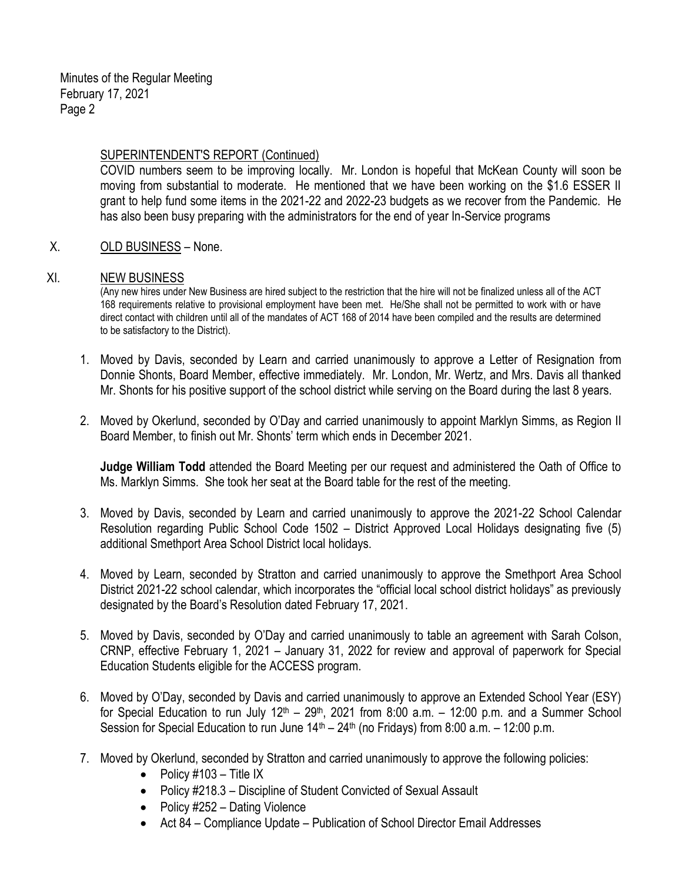SUPERINTENDENT'S REPORT (Continued)

COVID numbers seem to be improving locally. Mr. London is hopeful that McKean County will soon be moving from substantial to moderate. He mentioned that we have been working on the $1.6 ESSER II grant to help fund some items in the 2021-22 and 2022-23 budgets as we recover from the Pandemic. He has also been busy preparing with the administrators for the end of year In-Service programs

X. OLD BUSINESS – None.

XI. NEW BUSINESS

(Any new hires under New Business are hired subject to the restriction that the hire will not be finalized unless all of the ACT 168 requirements relative to provisional employment have been met. He/She shall not be permitted to work with or have direct contact with children until all of the mandates of ACT 168 of 2014 have been compiled and the results are determined to be satisfactory to the District).

1. Moved by Davis, seconded by Learn and carried unanimously to approve a Letter of Resignation from Donnie Shonts, Board Member, effective immediately. Mr. London, Mr. Wertz, and Mrs. Davis all thanked Mr. Shonts for his positive support of the school district while serving on the Board during the last 8 years.

2. Moved by Okerlund, seconded by O'Day and carried unanimously to appoint Marklyn Simms, as Region II Board Member, to finish out Mr. Shonts' term which ends in December 2021.

   **Judge William Todd** attended the Board Meeting per our request and administered the Oath of Office to Ms. Marklyn Simms. She took her seat at the Board table for the rest of the meeting.

3. Moved by Davis, seconded by Learn and carried unanimously to approve the 2021-22 School Calendar Resolution regarding Public School Code 1502 – District Approved Local Holidays designating five (5) additional Smethport Area School District local holidays.

4. Moved by Learn, seconded by Stratton and carried unanimously to approve the Smethport Area School District 2021-22 school calendar, which incorporates the "official local school district holidays" as previously designated by the Board's Resolution dated February 17, 2021.

5. Moved by Davis, seconded by O'Day and carried unanimously to table an agreement with Sarah Colson, CRNP, effective February 1, 2021 – January 31, 2022 for review and approval of paperwork for Special Education Students eligible for the ACCESS program.

6. Moved by O'Day, seconded by Davis and carried unanimously to approve an Extended School Year (ESY) for Special Education to run July 12th – 29th, 2021 from 8:00 a.m. – 12:00 p.m. and a Summer School Session for Special Education to run June 14th – 24th (no Fridays) from 8:00 a.m. – 12:00 p.m.

7. Moved by Okerlund, seconded by Stratton and carried unanimously to approve the following policies:
   - Policy #103 – Title IX
   - Policy #218.3 – Discipline of Student Convicted of Sexual Assault
   - Policy #252 – Dating Violence
   - Act 84 – Compliance Update – Publication of School Director Email Addresses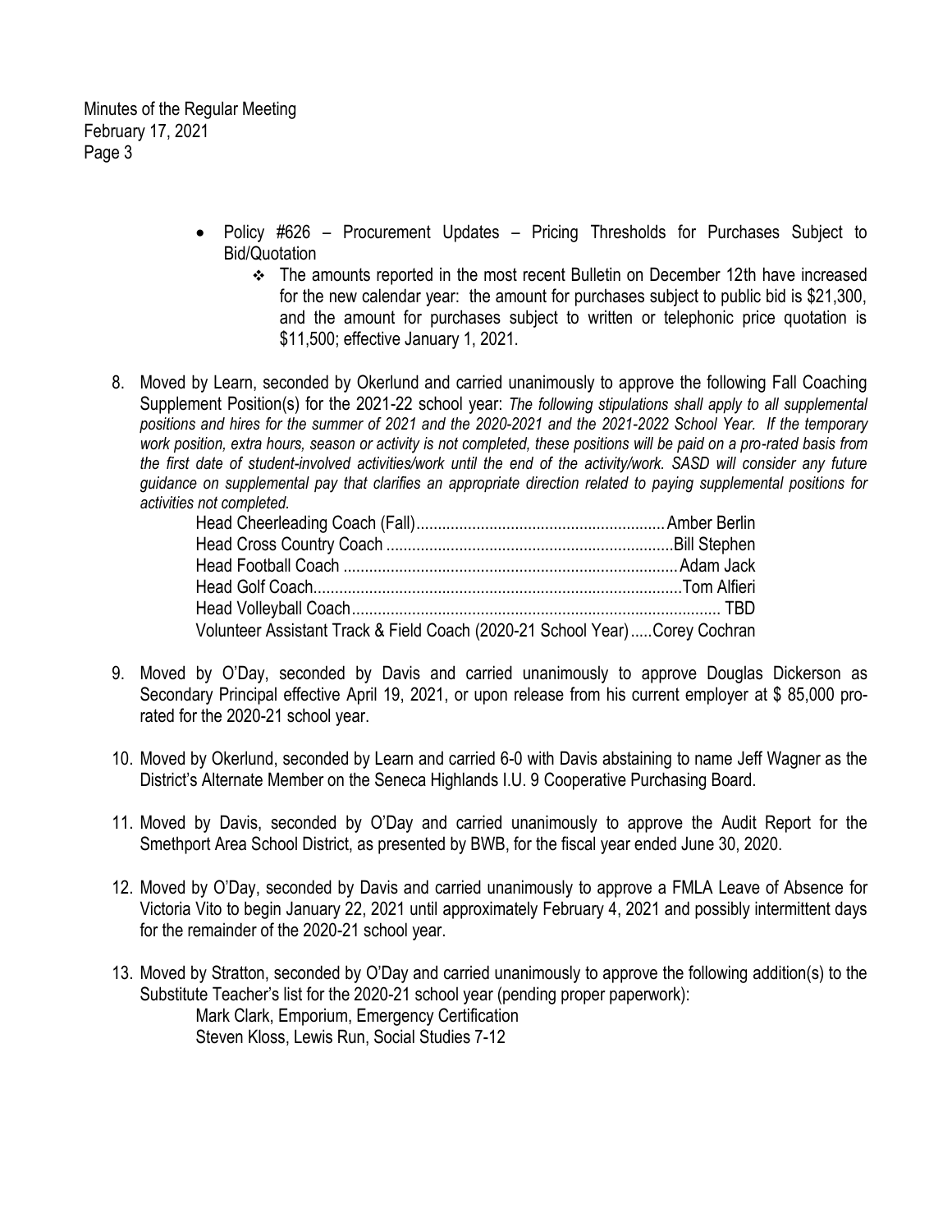- Policy #626 – Procurement Updates – Pricing Thresholds for Purchases Subject to Bid/Quotation
  - The amounts reported in the most recent Bulletin on December 12th have increased for the new calendar year: the amount for purchases subject to public bid is $21,300, and the amount for purchases subject to written or telephonic price quotation is $11,500; effective January 1, 2021.

8. Moved by Learn, seconded by Okerlund and carried unanimously to approve the following Fall Coaching Supplement Position(s) for the 2021-22 school year: *The following stipulations shall apply to all supplemental positions and hires for the summer of 2021 and the 2020-2021 and the 2021-2022 School Year. If the temporary work position, extra hours, season or activity is not completed, these positions will be paid on a pro-rated basis from the first date of student-involved activities/work until the end of the activity/work. SASD will consider any future guidance on supplemental pay that clarifies an appropriate direction related to paying supplemental positions for activities not completed.*

   Head Cheerleading Coach (Fall)........................................................Amber Berlin
   Head Cross Country Coach ..................................................................Bill Stephen
   Head Football Coach ............................................................................Adam Jack
   Head Golf Coach....................................................................................Tom Alfieri
   Head Volleyball Coach.................................................................................... TBD
   Volunteer Assistant Track & Field Coach (2020-21 School Year).....Corey Cochran

9. Moved by O'Day, seconded by Davis and carried unanimously to approve Douglas Dickerson as Secondary Principal effective April 19, 2021, or upon release from his current employer at $ 85,000 pro-rated for the 2020-21 school year.

10. Moved by Okerlund, seconded by Learn and carried 6-0 with Davis abstaining to name Jeff Wagner as the District's Alternate Member on the Seneca Highlands I.U. 9 Cooperative Purchasing Board.

11. Moved by Davis, seconded by O'Day and carried unanimously to approve the Audit Report for the Smethport Area School District, as presented by BWB, for the fiscal year ended June 30, 2020.

12. Moved by O'Day, seconded by Davis and carried unanimously to approve a FMLA Leave of Absence for Victoria Vito to begin January 22, 2021 until approximately February 4, 2021 and possibly intermittent days for the remainder of the 2020-21 school year.

13. Moved by Stratton, seconded by O'Day and carried unanimously to approve the following addition(s) to the Substitute Teacher's list for the 2020-21 school year (pending proper paperwork):

    Mark Clark, Emporium, Emergency Certification
    Steven Kloss, Lewis Run, Social Studies 7-12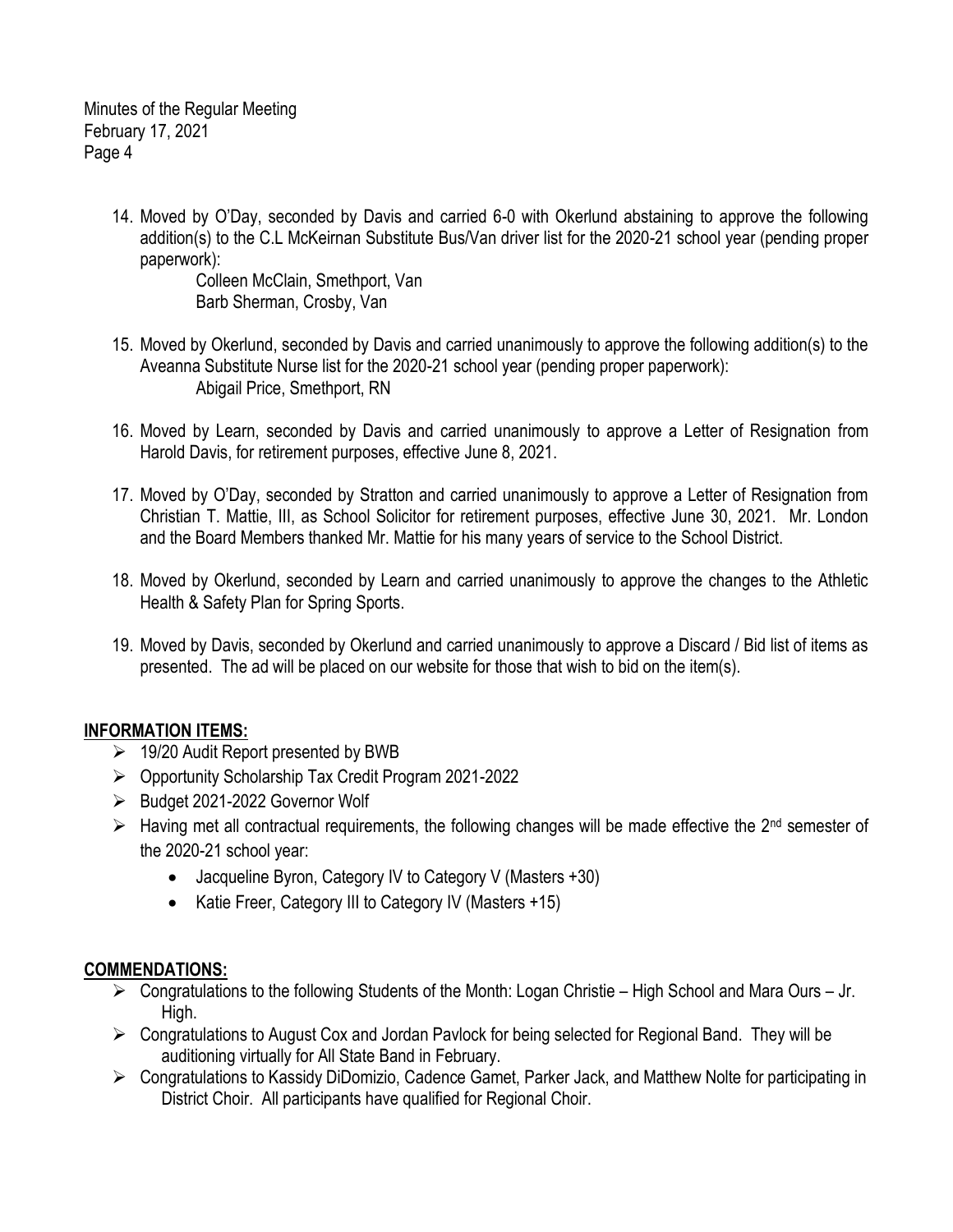14. Moved by O'Day, seconded by Davis and carried 6-0 with Okerlund abstaining to approve the following addition(s) to the C.L McKeirnan Substitute Bus/Van driver list for the 2020-21 school year (pending proper paperwork):
    Colleen McClain, Smethport, Van
    Barb Sherman, Crosby, Van

15. Moved by Okerlund, seconded by Davis and carried unanimously to approve the following addition(s) to the Aveanna Substitute Nurse list for the 2020-21 school year (pending proper paperwork):
    Abigail Price, Smethport, RN

16. Moved by Learn, seconded by Davis and carried unanimously to approve a Letter of Resignation from Harold Davis, for retirement purposes, effective June 8, 2021.

17. Moved by O'Day, seconded by Stratton and carried unanimously to approve a Letter of Resignation from Christian T. Mattie, III, as School Solicitor for retirement purposes, effective June 30, 2021. Mr. London and the Board Members thanked Mr. Mattie for his many years of service to the School District.

18. Moved by Okerlund, seconded by Learn and carried unanimously to approve the changes to the Athletic Health & Safety Plan for Spring Sports.

19. Moved by Davis, seconded by Okerlund and carried unanimously to approve a Discard / Bid list of items as presented. The ad will be placed on our website for those that wish to bid on the item(s).

## INFORMATION ITEMS:

- 19/20 Audit Report presented by BWB
- Opportunity Scholarship Tax Credit Program 2021-2022
- Budget 2021-2022 Governor Wolf
- Having met all contractual requirements, the following changes will be made effective the 2nd semester of the 2020-21 school year:
  - Jacqueline Byron, Category IV to Category V (Masters +30)
  - Katie Freer, Category III to Category IV (Masters +15)

## COMMENDATIONS:

- Congratulations to the following Students of the Month: Logan Christie – High School and Mara Ours – Jr. High.
- Congratulations to August Cox and Jordan Pavlock for being selected for Regional Band. They will be auditioning virtually for All State Band in February.
- Congratulations to Kassidy DiDomizio, Cadence Gamet, Parker Jack, and Matthew Nolte for participating in District Choir. All participants have qualified for Regional Choir.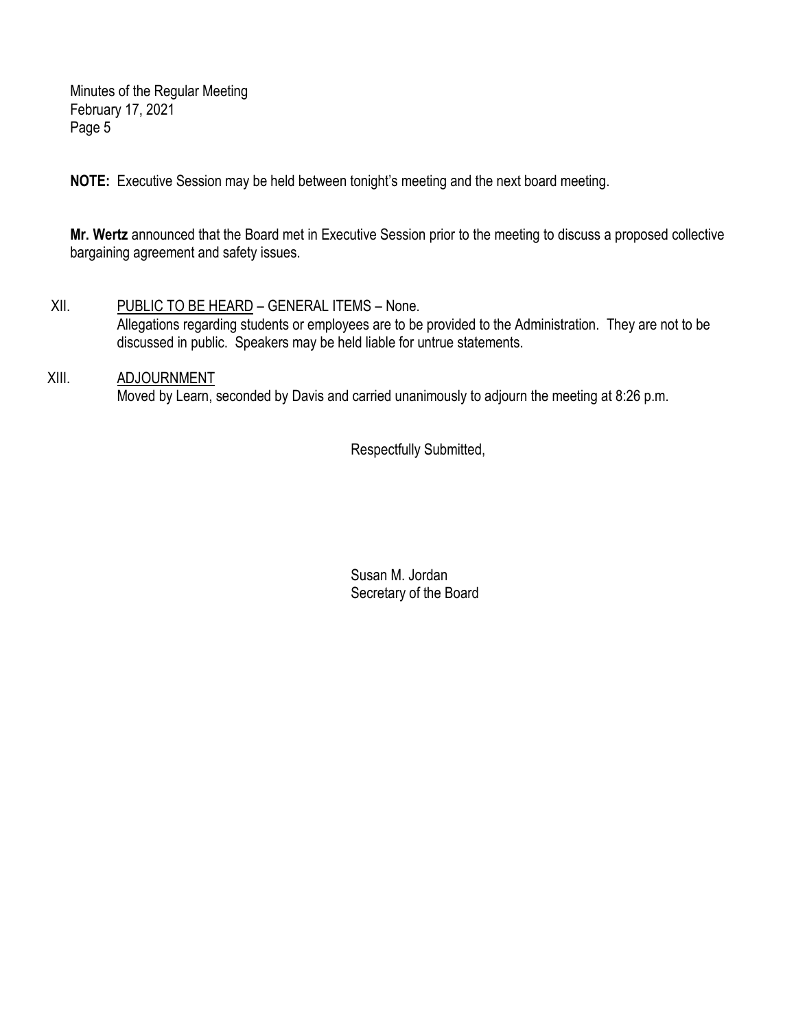**NOTE:** Executive Session may be held between tonight's meeting and the next board meeting.

**Mr. Wertz** announced that the Board met in Executive Session prior to the meeting to discuss a proposed collective bargaining agreement and safety issues.

XII. PUBLIC TO BE HEARD – GENERAL ITEMS – None.
Allegations regarding students or employees are to be provided to the Administration. They are not to be discussed in public. Speakers may be held liable for untrue statements.

XIII. ADJOURNMENT
Moved by Learn, seconded by Davis and carried unanimously to adjourn the meeting at 8:26 p.m.

Respectfully Submitted,

Susan M. Jordan
Secretary of the Board